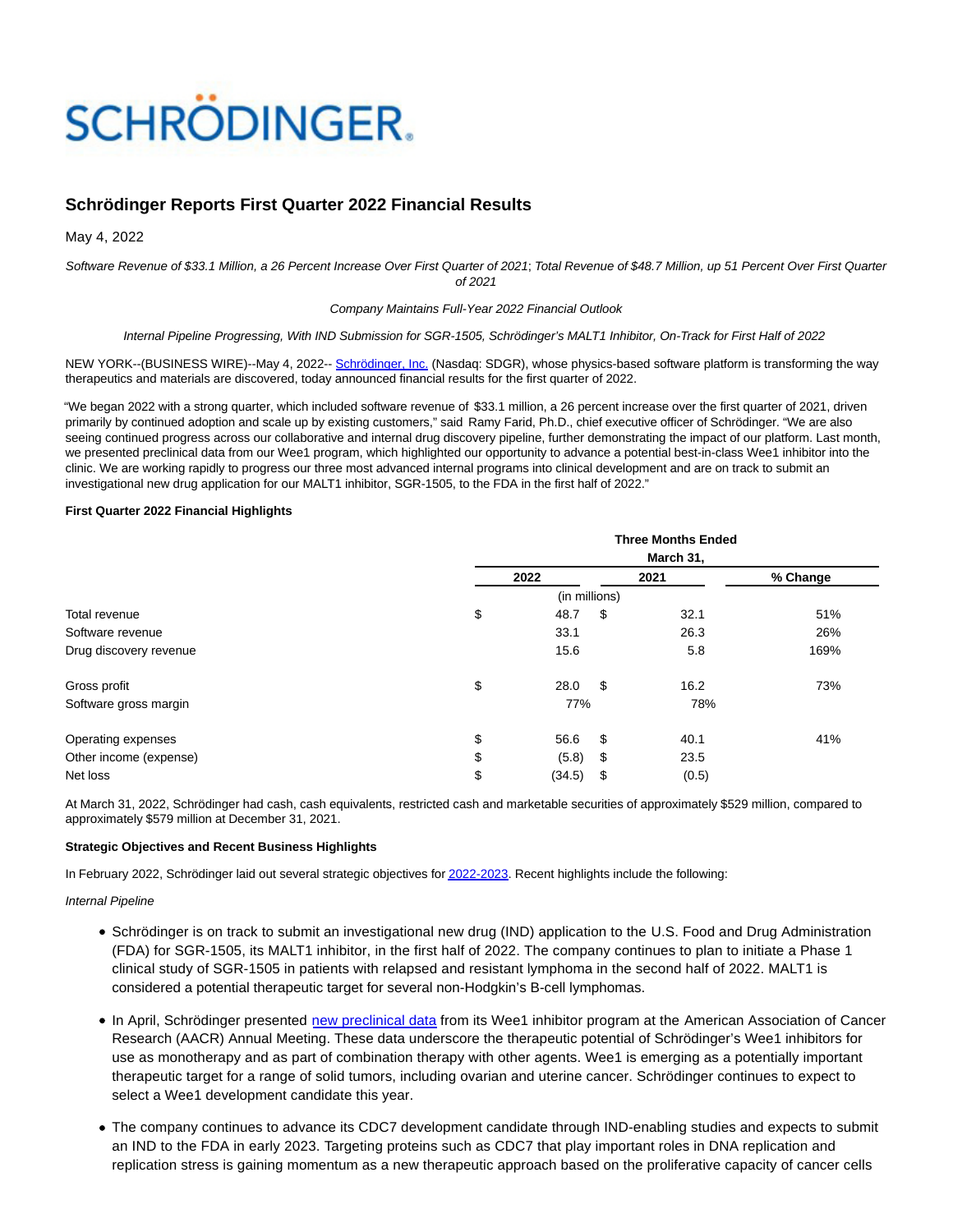SCHRÖDINGER.

# Schrödinger Reports First Quarter 2022 Financial Results

May 4, 2022

*Software Revenue of $33.1 Million, a 26 Percent Increase Over First Quarter of 2021; Total Revenue of $48.7 Million, up 51 Percent Over First Quarter of 2021*

*Company Maintains Full-Year 2022 Financial Outlook*

*Internal Pipeline Progressing, With IND Submission for SGR-1505, Schrödinger's MALT1 Inhibitor, On-Track for First Half of 2022*

NEW YORK--(BUSINESS WIRE)--May 4, 2022-- Schrödinger, Inc. (Nasdaq: SDGR), whose physics-based software platform is transforming the way therapeutics and materials are discovered, today announced financial results for the first quarter of 2022.

"We began 2022 with a strong quarter, which included software revenue of $33.1 million, a 26 percent increase over the first quarter of 2021, driven primarily by continued adoption and scale up by existing customers," said Ramy Farid, Ph.D., chief executive officer of Schrödinger. "We are also seeing continued progress across our collaborative and internal drug discovery pipeline, further demonstrating the impact of our platform. Last month, we presented preclinical data from our Wee1 program, which highlighted our opportunity to advance a potential best-in-class Wee1 inhibitor into the clinic. We are working rapidly to progress our three most advanced internal programs into clinical development and are on track to submit an investigational new drug application for our MALT1 inhibitor, SGR-1505, to the FDA in the first half of 2022."

**First Quarter 2022 Financial Highlights**

| | Three Months Ended March 31, | | |
|---|---|---|---|
| | 2022 | 2021 | % Change |
| | (in millions) | | |
| Total revenue | $ 48.7 | $ 32.1 | 51% |
| Software revenue | 33.1 | 26.3 | 26% |
| Drug discovery revenue | 15.6 | 5.8 | 169% |
| Gross profit | $ 28.0 | $ 16.2 | 73% |
| Software gross margin | 77% | 78% | |
| Operating expenses | $ 56.6 | $ 40.1 | 41% |
| Other income (expense) | $ (5.8) | $ 23.5 | |
| Net loss | $ (34.5) | $ (0.5) | |

At March 31, 2022, Schrödinger had cash, cash equivalents, restricted cash and marketable securities of approximately $529 million, compared to approximately $579 million at December 31, 2021.

**Strategic Objectives and Recent Business Highlights**

In February 2022, Schrödinger laid out several strategic objectives for 2022-2023. Recent highlights include the following:

*Internal Pipeline*

- Schrödinger is on track to submit an investigational new drug (IND) application to the U.S. Food and Drug Administration (FDA) for SGR-1505, its MALT1 inhibitor, in the first half of 2022. The company continues to plan to initiate a Phase 1 clinical study of SGR-1505 in patients with relapsed and resistant lymphoma in the second half of 2022. MALT1 is considered a potential therapeutic target for several non-Hodgkin's B-cell lymphomas.
- In April, Schrödinger presented new preclinical data from its Wee1 inhibitor program at the American Association of Cancer Research (AACR) Annual Meeting. These data underscore the therapeutic potential of Schrödinger's Wee1 inhibitors for use as monotherapy and as part of combination therapy with other agents. Wee1 is emerging as a potentially important therapeutic target for a range of solid tumors, including ovarian and uterine cancer. Schrödinger continues to expect to select a Wee1 development candidate this year.
- The company continues to advance its CDC7 development candidate through IND-enabling studies and expects to submit an IND to the FDA in early 2023. Targeting proteins such as CDC7 that play important roles in DNA replication and replication stress is gaining momentum as a new therapeutic approach based on the proliferative capacity of cancer cells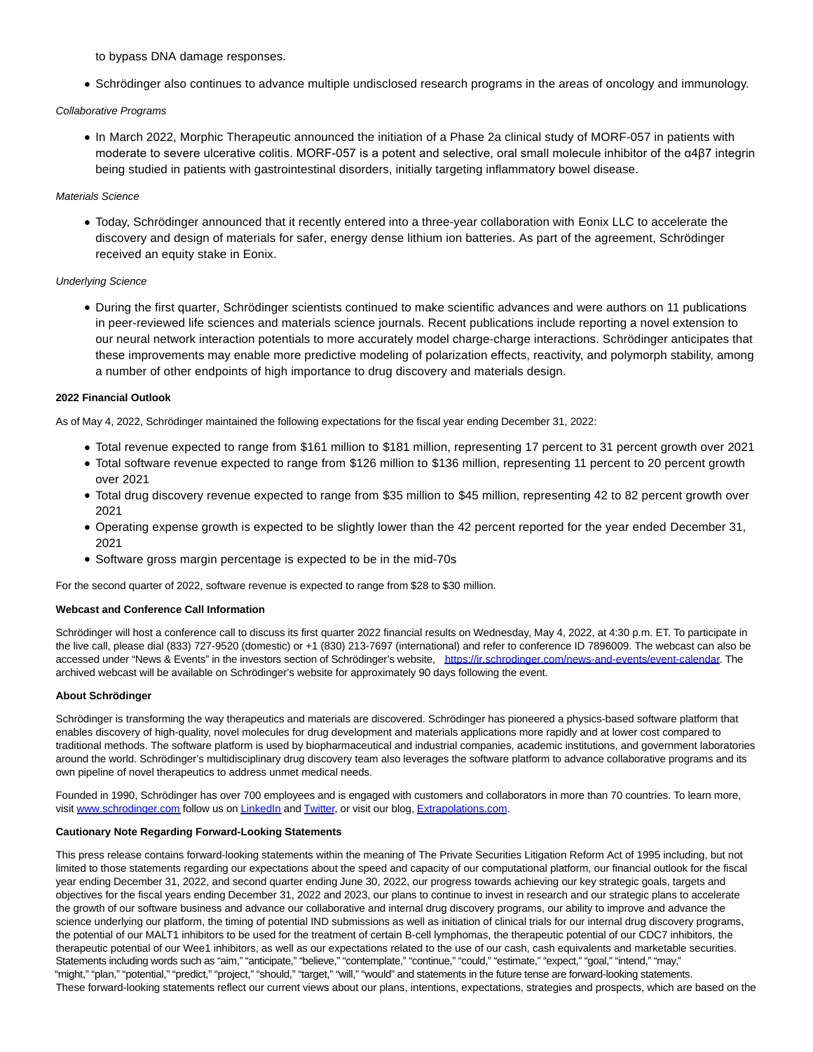to bypass DNA damage responses.

- Schrödinger also continues to advance multiple undisclosed research programs in the areas of oncology and immunology.

*Collaborative Programs*

- In March 2022, Morphic Therapeutic announced the initiation of a Phase 2a clinical study of MORF-057 in patients with moderate to severe ulcerative colitis. MORF-057 is a potent and selective, oral small molecule inhibitor of the $\alpha 4\beta 7$ integrin being studied in patients with gastrointestinal disorders, initially targeting inflammatory bowel disease.

*Materials Science*

- Today, Schrödinger announced that it recently entered into a three-year collaboration with Eonix LLC to accelerate the discovery and design of materials for safer, energy dense lithium ion batteries. As part of the agreement, Schrödinger received an equity stake in Eonix.

*Underlying Science*

- During the first quarter, Schrödinger scientists continued to make scientific advances and were authors on 11 publications in peer-reviewed life sciences and materials science journals. Recent publications include reporting a novel extension to our neural network interaction potentials to more accurately model charge-charge interactions. Schrödinger anticipates that these improvements may enable more predictive modeling of polarization effects, reactivity, and polymorph stability, among a number of other endpoints of high importance to drug discovery and materials design.

**2022 Financial Outlook**

As of May 4, 2022, Schrödinger maintained the following expectations for the fiscal year ending December 31, 2022:

- Total revenue expected to range from $161 million to $181 million, representing 17 percent to 31 percent growth over 2021
- Total software revenue expected to range from $126 million to $136 million, representing 11 percent to 20 percent growth over 2021
- Total drug discovery revenue expected to range from $35 million to $45 million, representing 42 to 82 percent growth over 2021
- Operating expense growth is expected to be slightly lower than the 42 percent reported for the year ended December 31, 2021
- Software gross margin percentage is expected to be in the mid-70s

For the second quarter of 2022, software revenue is expected to range from $28 to $30 million.

**Webcast and Conference Call Information**

Schrödinger will host a conference call to discuss its first quarter 2022 financial results on Wednesday, May 4, 2022, at 4:30 p.m. ET. To participate in the live call, please dial (833) 727-9520 (domestic) or +1 (830) 213-7697 (international) and refer to conference ID 7896009. The webcast can also be accessed under "News & Events" in the investors section of Schrödinger's website, [https://ir.schrodinger.com/news-and-events/event-calendar](https://ir.schrodinger.com/news-and-events/event-calendar). The archived webcast will be available on Schrödinger's website for approximately 90 days following the event.

**About Schrödinger**

Schrödinger is transforming the way therapeutics and materials are discovered. Schrödinger has pioneered a physics-based software platform that enables discovery of high-quality, novel molecules for drug development and materials applications more rapidly and at lower cost compared to traditional methods. The software platform is used by biopharmaceutical and industrial companies, academic institutions, and government laboratories around the world. Schrödinger's multidisciplinary drug discovery team also leverages the software platform to advance collaborative programs and its own pipeline of novel therapeutics to address unmet medical needs.

Founded in 1990, Schrödinger has over 700 employees and is engaged with customers and collaborators in more than 70 countries. To learn more, visit [www.schrodinger.com](www.schrodinger.com) follow us on LinkedIn and Twitter, or visit our blog, Extrapolations.com.

**Cautionary Note Regarding Forward-Looking Statements**

This press release contains forward-looking statements within the meaning of The Private Securities Litigation Reform Act of 1995 including, but not limited to those statements regarding our expectations about the speed and capacity of our computational platform, our financial outlook for the fiscal year ending December 31, 2022, and second quarter ending June 30, 2022, our progress towards achieving our key strategic goals, targets and objectives for the fiscal years ending December 31, 2022 and 2023, our plans to continue to invest in research and our strategic plans to accelerate the growth of our software business and advance our collaborative and internal drug discovery programs, our ability to improve and advance the science underlying our platform, the timing of potential IND submissions as well as initiation of clinical trials for our internal drug discovery programs, the potential of our MALT1 inhibitors to be used for the treatment of certain B-cell lymphomas, the therapeutic potential of our CDC7 inhibitors, the therapeutic potential of our Wee1 inhibitors, as well as our expectations related to the use of our cash, cash equivalents and marketable securities. Statements including words such as "aim," "anticipate," "believe," "contemplate," "continue," "could," "estimate," "expect," "goal," "intend," "may," "might," "plan," "potential," "predict," "project," "should," "target," "will," "would" and statements in the future tense are forward-looking statements. These forward-looking statements reflect our current views about our plans, intentions, expectations, strategies and prospects, which are based on the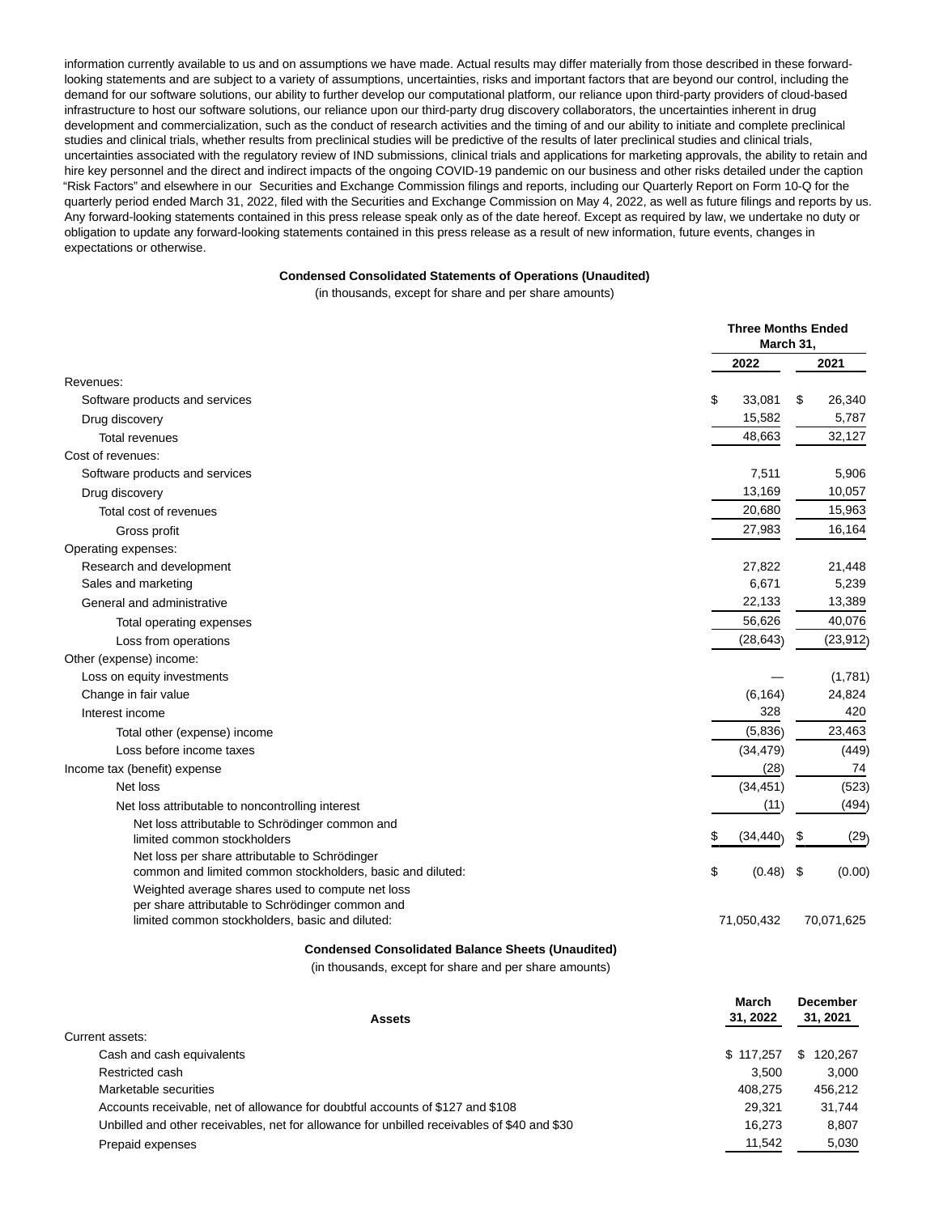information currently available to us and on assumptions we have made. Actual results may differ materially from those described in these forward-looking statements and are subject to a variety of assumptions, uncertainties, risks and important factors that are beyond our control, including the demand for our software solutions, our ability to further develop our computational platform, our reliance upon third-party providers of cloud-based infrastructure to host our software solutions, our reliance upon our third-party drug discovery collaborators, the uncertainties inherent in drug development and commercialization, such as the conduct of research activities and the timing of and our ability to initiate and complete preclinical studies and clinical trials, whether results from preclinical studies will be predictive of the results of later preclinical studies and clinical trials, uncertainties associated with the regulatory review of IND submissions, clinical trials and applications for marketing approvals, the ability to retain and hire key personnel and the direct and indirect impacts of the ongoing COVID-19 pandemic on our business and other risks detailed under the caption "Risk Factors" and elsewhere in our Securities and Exchange Commission filings and reports, including our Quarterly Report on Form 10-Q for the quarterly period ended March 31, 2022, filed with the Securities and Exchange Commission on May 4, 2022, as well as future filings and reports by us. Any forward-looking statements contained in this press release speak only as of the date hereof. Except as required by law, we undertake no duty or obligation to update any forward-looking statements contained in this press release as a result of new information, future events, changes in expectations or otherwise.

**Condensed Consolidated Statements of Operations (Unaudited)**

(in thousands, except for share and per share amounts)

| | Three Months Ended March 31, | |
|---|---|---|
| | 2022 | 2021 |
| Revenues: | | |
| Software products and services | $ 33,081 | $ 26,340 |
| Drug discovery | 15,582 | 5,787 |
| Total revenues | 48,663 | 32,127 |
| Cost of revenues: | | |
| Software products and services | 7,511 | 5,906 |
| Drug discovery | 13,169 | 10,057 |
| Total cost of revenues | 20,680 | 15,963 |
| Gross profit | 27,983 | 16,164 |
| Operating expenses: | | |
| Research and development | 27,822 | 21,448 |
| Sales and marketing | 6,671 | 5,239 |
| General and administrative | 22,133 | 13,389 |
| Total operating expenses | 56,626 | 40,076 |
| Loss from operations | (28,643) | (23,912) |
| Other (expense) income: | | |
| Loss on equity investments | — | (1,781) |
| Change in fair value | (6,164) | 24,824 |
| Interest income | 328 | 420 |
| Total other (expense) income | (5,836) | 23,463 |
| Loss before income taxes | (34,479) | (449) |
| Income tax (benefit) expense | (28) | 74 |
| Net loss | (34,451) | (523) |
| Net loss attributable to noncontrolling interest | (11) | (494) |
| Net loss attributable to Schrödinger common and limited common stockholders | $ (34,440) | $ (29) |
| Net loss per share attributable to Schrödinger common and limited common stockholders, basic and diluted: | $ (0.48) | $ (0.00) |
| Weighted average shares used to compute net loss per share attributable to Schrödinger common and limited common stockholders, basic and diluted: | 71,050,432 | 70,071,625 |

**Condensed Consolidated Balance Sheets (Unaudited)**

(in thousands, except for share and per share amounts)

| Assets | March 31, 2022 | December 31, 2021 |
|---|---|---|
| Current assets: | | |
| Cash and cash equivalents | $ 117,257 | $ 120,267 |
| Restricted cash | 3,500 | 3,000 |
| Marketable securities | 408,275 | 456,212 |
| Accounts receivable, net of allowance for doubtful accounts of $127 and $108 | 29,321 | 31,744 |
| Unbilled and other receivables, net for allowance for unbilled receivables of $40 and $30 | 16,273 | 8,807 |
| Prepaid expenses | 11,542 | 5,030 |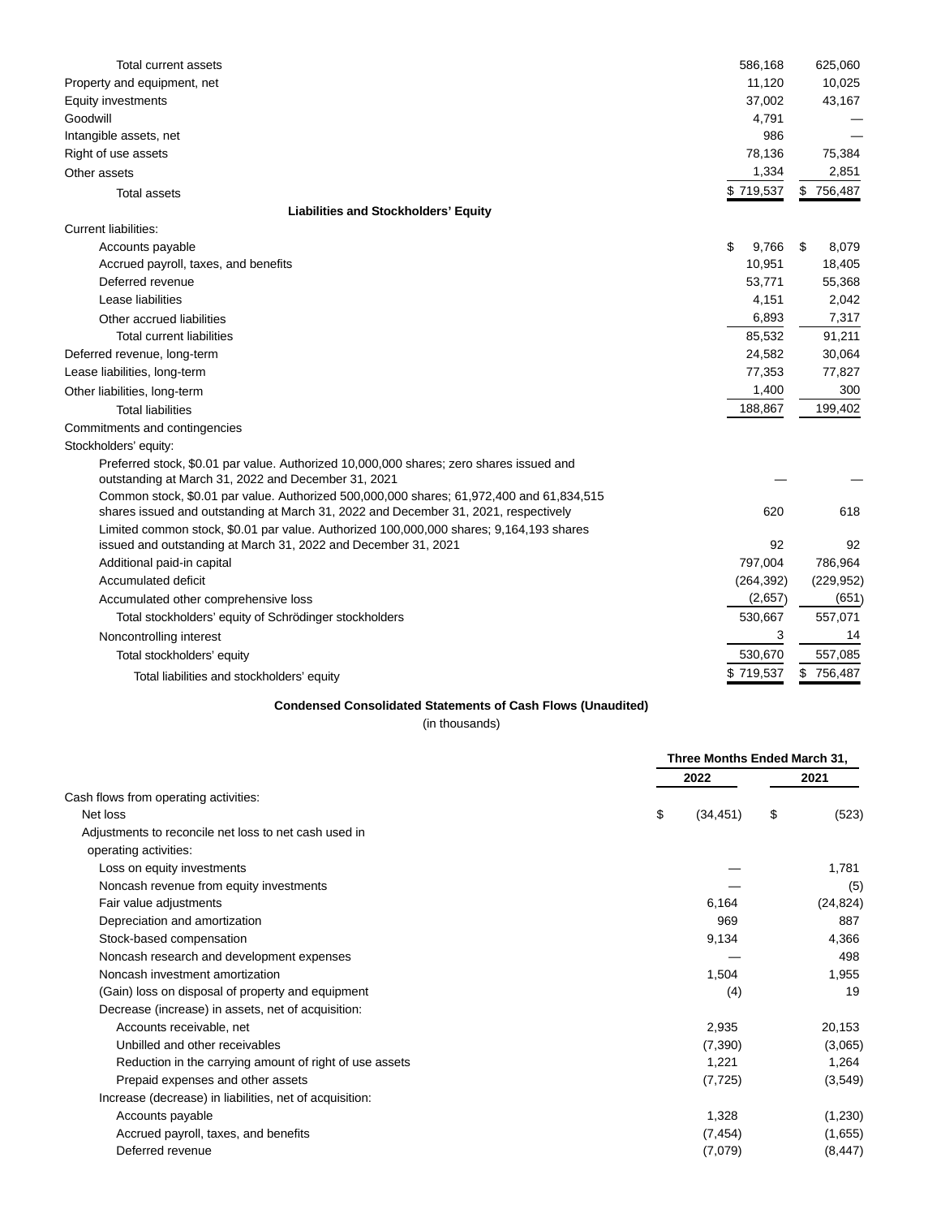| | | |
|---|---|---|
| Total current assets | 586,168 | 625,060 |
| Property and equipment, net | 11,120 | 10,025 |
| Equity investments | 37,002 | 43,167 |
| Goodwill | 4,791 | — |
| Intangible assets, net | 986 | — |
| Right of use assets | 78,136 | 75,384 |
| Other assets | 1,334 | 2,851 |
| Total assets | $ 719,537 | $ 756,487 |
| **Liabilities and Stockholders' Equity** | | |
| Current liabilities: | | |
| Accounts payable | $ 9,766 | $ 8,079 |
| Accrued payroll, taxes, and benefits | 10,951 | 18,405 |
| Deferred revenue | 53,771 | 55,368 |
| Lease liabilities | 4,151 | 2,042 |
| Other accrued liabilities | 6,893 | 7,317 |
| Total current liabilities | 85,532 | 91,211 |
| Deferred revenue, long-term | 24,582 | 30,064 |
| Lease liabilities, long-term | 77,353 | 77,827 |
| Other liabilities, long-term | 1,400 | 300 |
| Total liabilities | 188,867 | 199,402 |
| Commitments and contingencies | | |
| Stockholders' equity: | | |
| Preferred stock, $0.01 par value. Authorized 10,000,000 shares; zero shares issued and outstanding at March 31, 2022 and December 31, 2021 | — | — |
| Common stock, $0.01 par value. Authorized 500,000,000 shares; 61,972,400 and 61,834,515 shares issued and outstanding at March 31, 2022 and December 31, 2021, respectively | 620 | 618 |
| Limited common stock, $0.01 par value. Authorized 100,000,000 shares; 9,164,193 shares issued and outstanding at March 31, 2022 and December 31, 2021 | 92 | 92 |
| Additional paid-in capital | 797,004 | 786,964 |
| Accumulated deficit | (264,392) | (229,952) |
| Accumulated other comprehensive loss | (2,657) | (651) |
| Total stockholders' equity of Schrödinger stockholders | 530,667 | 557,071 |
| Noncontrolling interest | 3 | 14 |
| Total stockholders' equity | 530,670 | 557,085 |
| Total liabilities and stockholders' equity | $ 719,537 | $ 756,487 |

**Condensed Consolidated Statements of Cash Flows (Unaudited)**

(in thousands)

| | Three Months Ended March 31, | |
|---|---|---|
| | 2022 | 2021 |
| Cash flows from operating activities: | | |
| Net loss | $ (34,451) | $ (523) |
| Adjustments to reconcile net loss to net cash used in operating activities: | | |
| Loss on equity investments | — | 1,781 |
| Noncash revenue from equity investments | — | (5) |
| Fair value adjustments | 6,164 | (24,824) |
| Depreciation and amortization | 969 | 887 |
| Stock-based compensation | 9,134 | 4,366 |
| Noncash research and development expenses | — | 498 |
| Noncash investment amortization | 1,504 | 1,955 |
| (Gain) loss on disposal of property and equipment | (4) | 19 |
| Decrease (increase) in assets, net of acquisition: | | |
| Accounts receivable, net | 2,935 | 20,153 |
| Unbilled and other receivables | (7,390) | (3,065) |
| Reduction in the carrying amount of right of use assets | 1,221 | 1,264 |
| Prepaid expenses and other assets | (7,725) | (3,549) |
| Increase (decrease) in liabilities, net of acquisition: | | |
| Accounts payable | 1,328 | (1,230) |
| Accrued payroll, taxes, and benefits | (7,454) | (1,655) |
| Deferred revenue | (7,079) | (8,447) |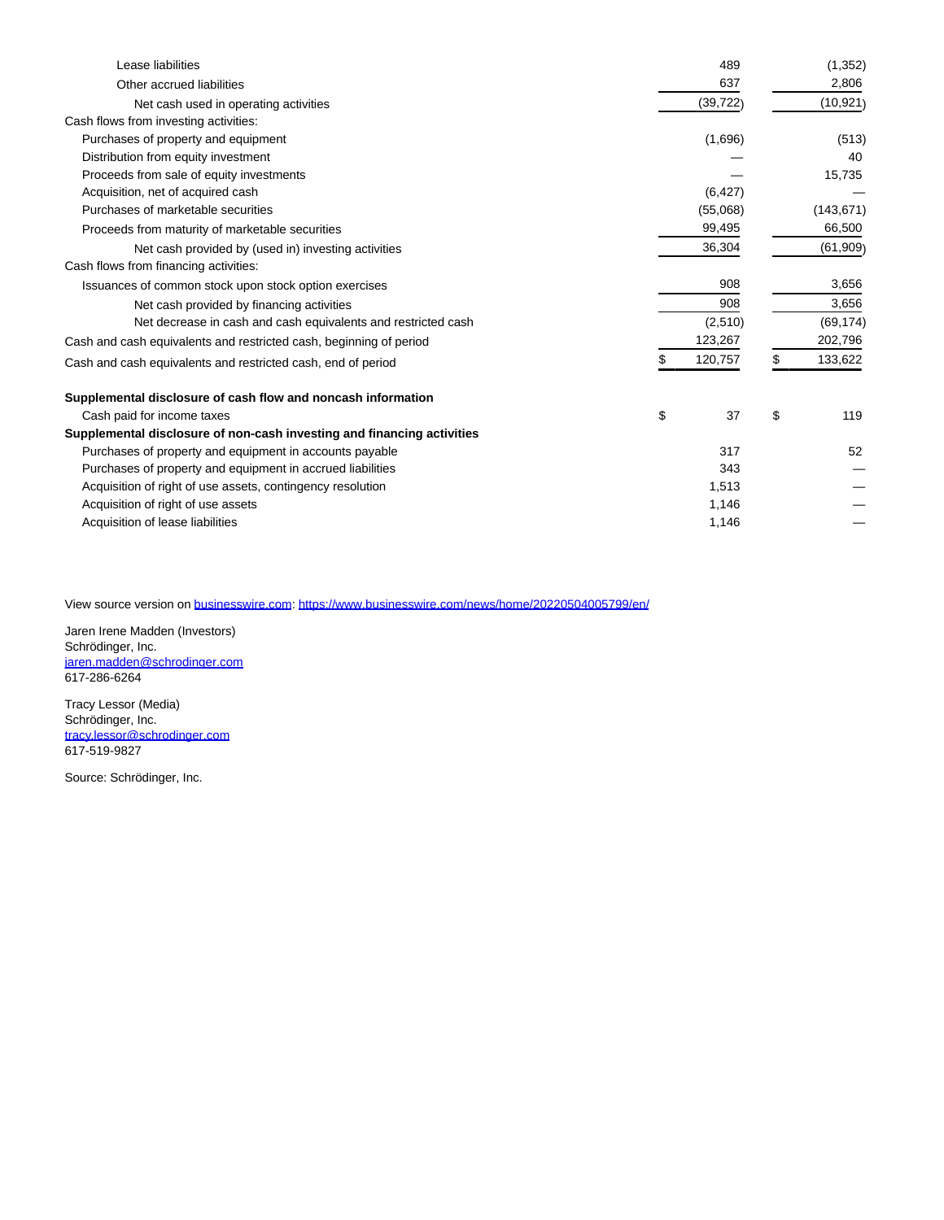| | | |
|---|---|---|
| Lease liabilities | 489 | (1,352) |
| Other accrued liabilities | 637 | 2,806 |
| Net cash used in operating activities | (39,722) | (10,921) |
| Cash flows from investing activities: | | |
| Purchases of property and equipment | (1,696) | (513) |
| Distribution from equity investment | — | 40 |
| Proceeds from sale of equity investments | — | 15,735 |
| Acquisition, net of acquired cash | (6,427) | — |
| Purchases of marketable securities | (55,068) | (143,671) |
| Proceeds from maturity of marketable securities | 99,495 | 66,500 |
| Net cash provided by (used in) investing activities | 36,304 | (61,909) |
| Cash flows from financing activities: | | |
| Issuances of common stock upon stock option exercises | 908 | 3,656 |
| Net cash provided by financing activities | 908 | 3,656 |
| Net decrease in cash and cash equivalents and restricted cash | (2,510) | (69,174) |
| Cash and cash equivalents and restricted cash, beginning of period | 123,267 | 202,796 |
| Cash and cash equivalents and restricted cash, end of period | $ 120,757 | $ 133,622 |
| **Supplemental disclosure of cash flow and noncash information** | | |
| Cash paid for income taxes | $ 37 | $ 119 |
| **Supplemental disclosure of non-cash investing and financing activities** | | |
| Purchases of property and equipment in accounts payable | 317 | 52 |
| Purchases of property and equipment in accrued liabilities | 343 | — |
| Acquisition of right of use assets, contingency resolution | 1,513 | — |
| Acquisition of right of use assets | 1,146 | — |
| Acquisition of lease liabilities | 1,146 | — |

View source version on businesswire.com: https://www.businesswire.com/news/home/20220504005799/en/

Jaren Irene Madden (Investors)
Schrödinger, Inc.
jaren.madden@schrodinger.com
617-286-6264

Tracy Lessor (Media)
Schrödinger, Inc.
tracy.lessor@schrodinger.com
617-519-9827

Source: Schrödinger, Inc.